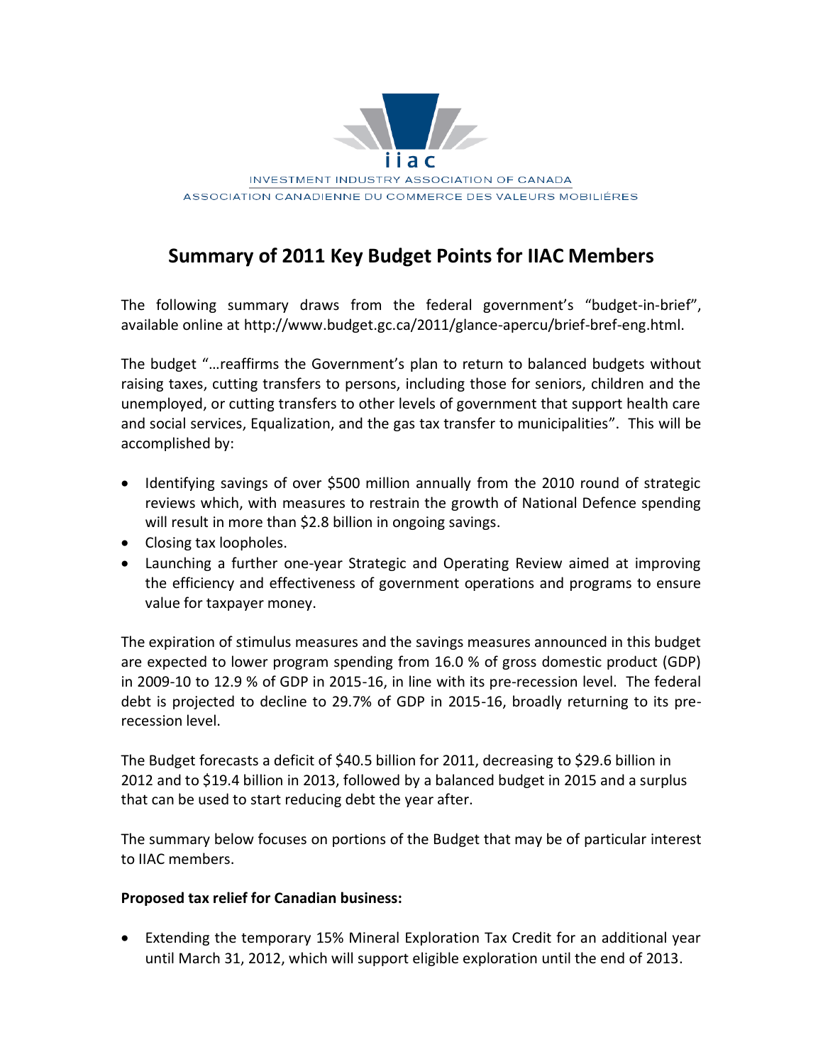iiac

INVESTMENT INDUSTRY ASSOCIATION OF CANADA
ASSOCIATION CANADIENNE DU COMMERCE DES VALEURS MOBILIÈRES

# Summary of 2011 Key Budget Points for IIAC Members

The following summary draws from the federal government's "budget-in-brief", available online at http://www.budget.gc.ca/2011/glance-apercu/brief-bref-eng.html.

The budget "…reaffirms the Government's plan to return to balanced budgets without raising taxes, cutting transfers to persons, including those for seniors, children and the unemployed, or cutting transfers to other levels of government that support health care and social services, Equalization, and the gas tax transfer to municipalities". This will be accomplished by:

- Identifying savings of over $500 million annually from the 2010 round of strategic reviews which, with measures to restrain the growth of National Defence spending will result in more than $2.8 billion in ongoing savings.
- Closing tax loopholes.
- Launching a further one-year Strategic and Operating Review aimed at improving the efficiency and effectiveness of government operations and programs to ensure value for taxpayer money.

The expiration of stimulus measures and the savings measures announced in this budget are expected to lower program spending from 16.0 % of gross domestic product (GDP) in 2009-10 to 12.9 % of GDP in 2015-16, in line with its pre-recession level. The federal debt is projected to decline to 29.7% of GDP in 2015-16, broadly returning to its pre-recession level.

The Budget forecasts a deficit of $40.5 billion for 2011, decreasing to $29.6 billion in 2012 and to $19.4 billion in 2013, followed by a balanced budget in 2015 and a surplus that can be used to start reducing debt the year after.

The summary below focuses on portions of the Budget that may be of particular interest to IIAC members.

**Proposed tax relief for Canadian business:**

- Extending the temporary 15% Mineral Exploration Tax Credit for an additional year until March 31, 2012, which will support eligible exploration until the end of 2013.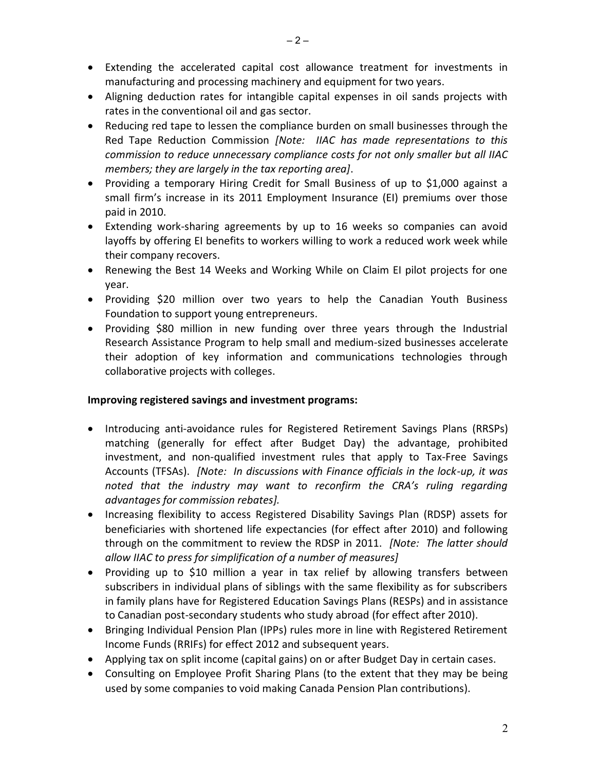- Extending the accelerated capital cost allowance treatment for investments in manufacturing and processing machinery and equipment for two years.
- Aligning deduction rates for intangible capital expenses in oil sands projects with rates in the conventional oil and gas sector.
- Reducing red tape to lessen the compliance burden on small businesses through the Red Tape Reduction Commission *[Note: IIAC has made representations to this commission to reduce unnecessary compliance costs for not only smaller but all IIAC members; they are largely in the tax reporting area]*.
- Providing a temporary Hiring Credit for Small Business of up to $1,000 against a small firm's increase in its 2011 Employment Insurance (EI) premiums over those paid in 2010.
- Extending work-sharing agreements by up to 16 weeks so companies can avoid layoffs by offering EI benefits to workers willing to work a reduced work week while their company recovers.
- Renewing the Best 14 Weeks and Working While on Claim EI pilot projects for one year.
- Providing $20 million over two years to help the Canadian Youth Business Foundation to support young entrepreneurs.
- Providing $80 million in new funding over three years through the Industrial Research Assistance Program to help small and medium-sized businesses accelerate their adoption of key information and communications technologies through collaborative projects with colleges.

**Improving registered savings and investment programs:**

- Introducing anti-avoidance rules for Registered Retirement Savings Plans (RRSPs) matching (generally for effect after Budget Day) the advantage, prohibited investment, and non-qualified investment rules that apply to Tax-Free Savings Accounts (TFSAs). *[Note: In discussions with Finance officials in the lock-up, it was noted that the industry may want to reconfirm the CRA's ruling regarding advantages for commission rebates].*
- Increasing flexibility to access Registered Disability Savings Plan (RDSP) assets for beneficiaries with shortened life expectancies (for effect after 2010) and following through on the commitment to review the RDSP in 2011. *[Note: The latter should allow IIAC to press for simplification of a number of measures]*
- Providing up to $10 million a year in tax relief by allowing transfers between subscribers in individual plans of siblings with the same flexibility as for subscribers in family plans have for Registered Education Savings Plans (RESPs) and in assistance to Canadian post-secondary students who study abroad (for effect after 2010).
- Bringing Individual Pension Plan (IPPs) rules more in line with Registered Retirement Income Funds (RRIFs) for effect 2012 and subsequent years.
- Applying tax on split income (capital gains) on or after Budget Day in certain cases.
- Consulting on Employee Profit Sharing Plans (to the extent that they may be being used by some companies to void making Canada Pension Plan contributions).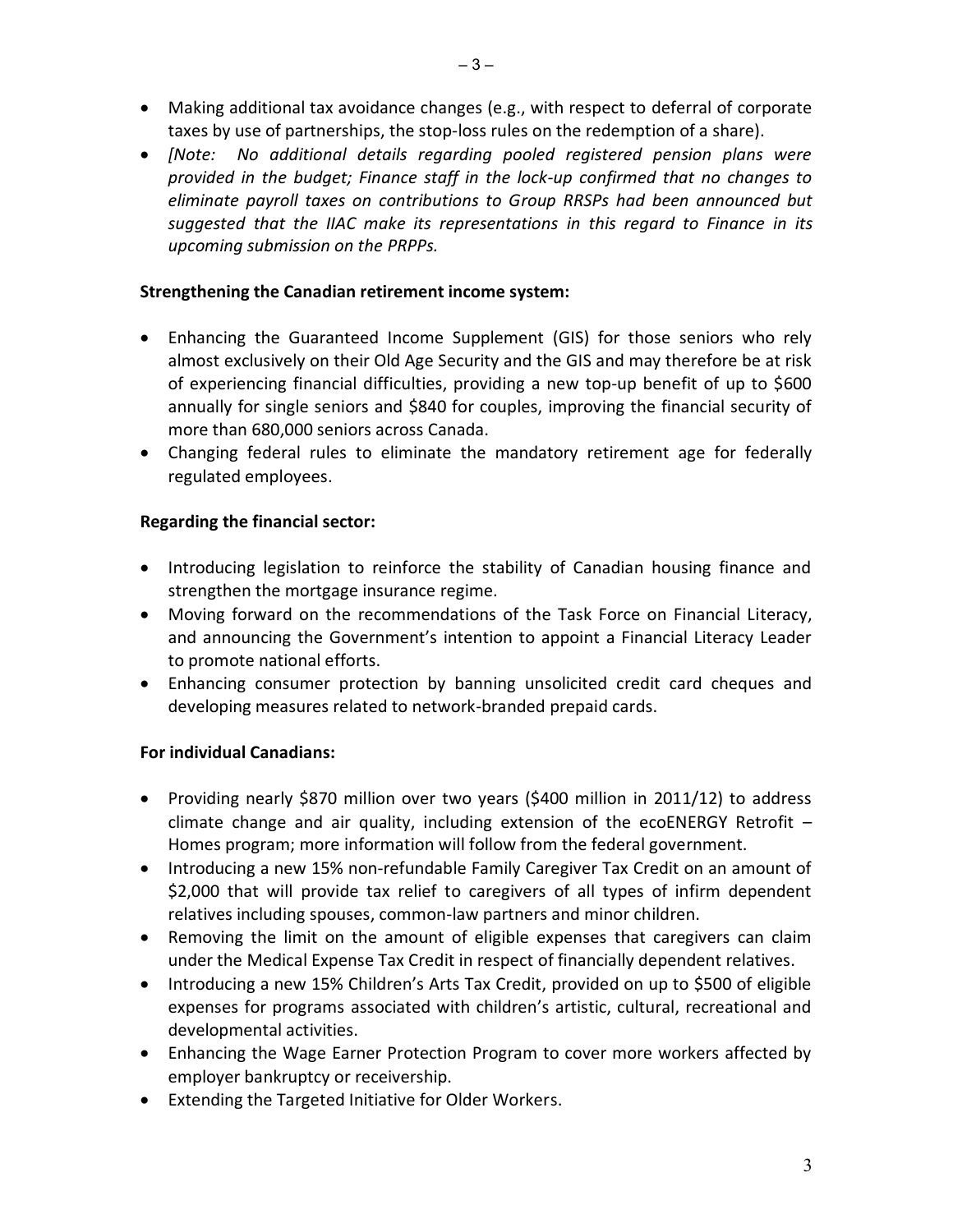- Making additional tax avoidance changes (e.g., with respect to deferral of corporate taxes by use of partnerships, the stop-loss rules on the redemption of a share).
- *[Note: No additional details regarding pooled registered pension plans were provided in the budget; Finance staff in the lock-up confirmed that no changes to eliminate payroll taxes on contributions to Group RRSPs had been announced but suggested that the IIAC make its representations in this regard to Finance in its upcoming submission on the PRPPs.*

**Strengthening the Canadian retirement income system:**

- Enhancing the Guaranteed Income Supplement (GIS) for those seniors who rely almost exclusively on their Old Age Security and the GIS and may therefore be at risk of experiencing financial difficulties, providing a new top-up benefit of up to $600 annually for single seniors and $840 for couples, improving the financial security of more than 680,000 seniors across Canada.
- Changing federal rules to eliminate the mandatory retirement age for federally regulated employees.

**Regarding the financial sector:**

- Introducing legislation to reinforce the stability of Canadian housing finance and strengthen the mortgage insurance regime.
- Moving forward on the recommendations of the Task Force on Financial Literacy, and announcing the Government's intention to appoint a Financial Literacy Leader to promote national efforts.
- Enhancing consumer protection by banning unsolicited credit card cheques and developing measures related to network-branded prepaid cards.

**For individual Canadians:**

- Providing nearly $870 million over two years ($400 million in 2011/12) to address climate change and air quality, including extension of the ecoENERGY Retrofit – Homes program; more information will follow from the federal government.
- Introducing a new 15% non-refundable Family Caregiver Tax Credit on an amount of $2,000 that will provide tax relief to caregivers of all types of infirm dependent relatives including spouses, common-law partners and minor children.
- Removing the limit on the amount of eligible expenses that caregivers can claim under the Medical Expense Tax Credit in respect of financially dependent relatives.
- Introducing a new 15% Children's Arts Tax Credit, provided on up to $500 of eligible expenses for programs associated with children's artistic, cultural, recreational and developmental activities.
- Enhancing the Wage Earner Protection Program to cover more workers affected by employer bankruptcy or receivership.
- Extending the Targeted Initiative for Older Workers.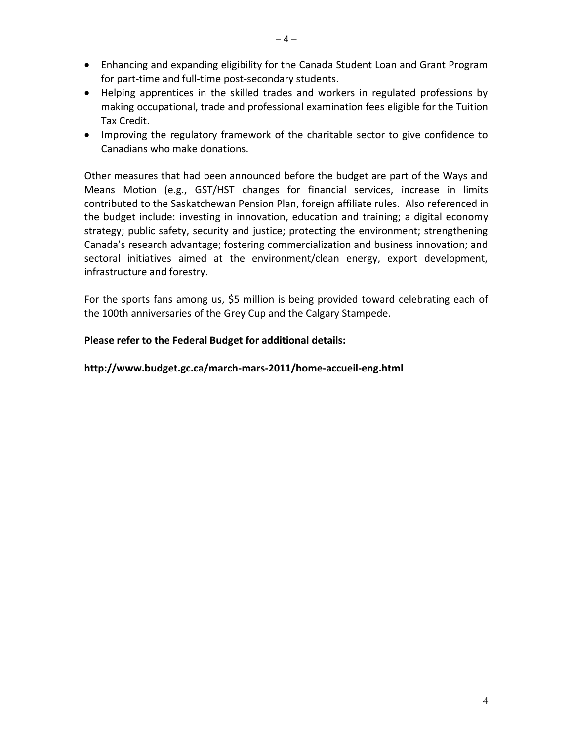- Enhancing and expanding eligibility for the Canada Student Loan and Grant Program for part-time and full-time post-secondary students.
- Helping apprentices in the skilled trades and workers in regulated professions by making occupational, trade and professional examination fees eligible for the Tuition Tax Credit.
- Improving the regulatory framework of the charitable sector to give confidence to Canadians who make donations.

Other measures that had been announced before the budget are part of the Ways and Means Motion (e.g., GST/HST changes for financial services, increase in limits contributed to the Saskatchewan Pension Plan, foreign affiliate rules. Also referenced in the budget include: investing in innovation, education and training; a digital economy strategy; public safety, security and justice; protecting the environment; strengthening Canada's research advantage; fostering commercialization and business innovation; and sectoral initiatives aimed at the environment/clean energy, export development, infrastructure and forestry.

For the sports fans among us, $5 million is being provided toward celebrating each of the 100th anniversaries of the Grey Cup and the Calgary Stampede.

**Please refer to the Federal Budget for additional details:**

**http://www.budget.gc.ca/march-mars-2011/home-accueil-eng.html**